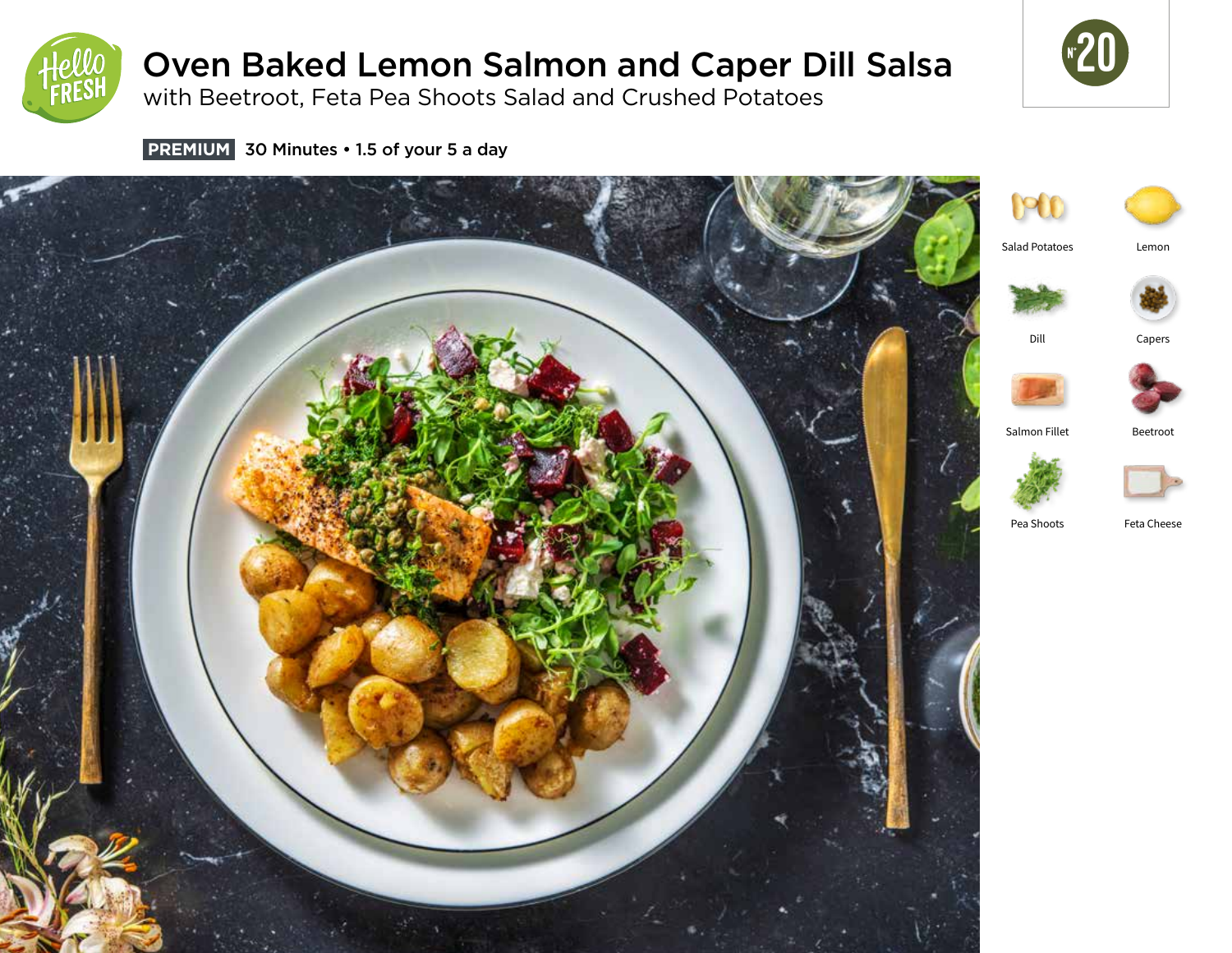# Oven Baked Lemon Salmon and Caper Dill Salsa

with Beetroot, Feta Pea Shoots Salad and Crushed Potatoes

N° 20

**PREMIUM** 30 Minutes • 1.5 of your 5 a day

- Salad Potatoes
- Lemon
- Dill
- Capers
- Salmon Fillet
- Beetroot
- Pea Shoots
- Feta Cheese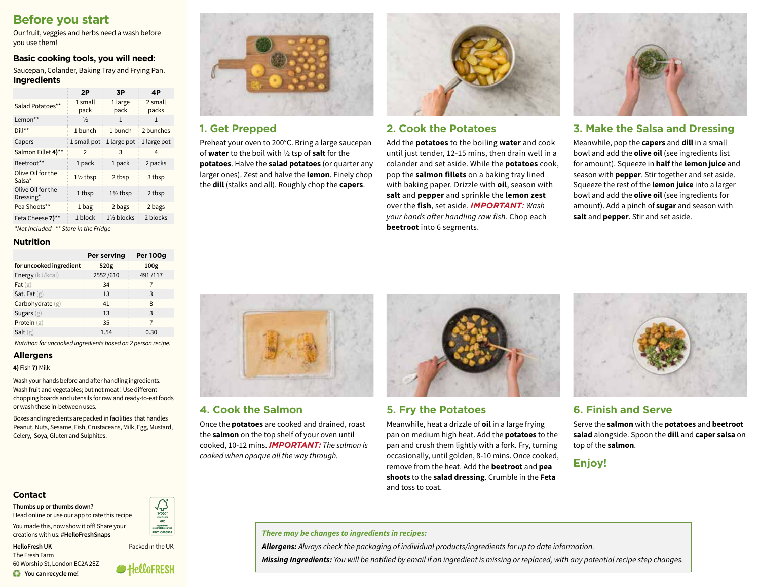## Before you start

Our fruit, veggies and herbs need a wash before you use them!

### Basic cooking tools, you will need:

Saucepan, Colander, Baking Tray and Frying Pan.

### Ingredients

| | 2P | 3P | 4P |
|---|---|---|---|
| Salad Potatoes** | 1 small pack | 1 large pack | 2 small packs |
| Lemon** | ½ | 1 | 1 |
| Dill** | 1 bunch | 1 bunch | 2 bunches |
| Capers | 1 small pot | 1 large pot | 1 large pot |
| Salmon Fillet 4)** | 2 | 3 | 4 |
| Beetroot** | 1 pack | 1 pack | 2 packs |
| Olive Oil for the Salsa* | 1½ tbsp | 2 tbsp | 3 tbsp |
| Olive Oil for the Dressing* | 1 tbsp | 1½ tbsp | 2 tbsp |
| Pea Shoots** | 1 bag | 2 bags | 2 bags |
| Feta Cheese 7)** | 1 block | 1½ blocks | 2 blocks |

*Not Included ** Store in the Fridge*

### Nutrition

| | Per serving | Per 100g |
|---|---|---|
| for uncooked ingredient | 520g | 100g |
| Energy (kJ/kcal) | 2552 /610 | 491 /117 |
| Fat (g) | 34 | 7 |
| Sat. Fat (g) | 13 | 3 |
| Carbohydrate (g) | 41 | 8 |
| Sugars (g) | 13 | 3 |
| Protein (g) | 35 | 7 |
| Salt (g) | 1.54 | 0.30 |

*Nutrition for uncooked ingredients based on 2 person recipe.*

### Allergens

**4)** Fish **7)** Milk

Wash your hands before and after handling ingredients. Wash fruit and vegetables; but not meat ! Use different chopping boards and utensils for raw and ready-to-eat foods or wash these in-between uses.

Boxes and ingredients are packed in facilities that handles Peanut, Nuts, Sesame, Fish, Crustaceans, Milk, Egg, Mustard, Celery, Soya, Gluten and Sulphites.

### Contact

**Thumbs up or thumbs down?**
Head online or use our app to rate this recipe

You made this, now show it off! Share your creations with us: **#HelloFreshSnaps**

**HelloFresh UK**
The Fresh Farm
60 Worship St, London EC2A 2EZ

Packed in the UK

**You can recycle me!**

FSC MIX Paper from responsible sources FSC® C008509

HelloFRESH

## 1. Get Prepped

Preheat your oven to 200°C. Bring a large saucepan of **water** to the boil with ½ tsp of **salt** for the **potatoes**. Halve the **salad potatoes** (or quarter any larger ones). Zest and halve the **lemon**. Finely chop the **dill** (stalks and all). Roughly chop the **capers**.

## 2. Cook the Potatoes

Add the **potatoes** to the boiling **water** and cook until just tender, 12-15 mins, then drain well in a colander and set aside. While the **potatoes** cook, pop the **salmon fillets** on a baking tray lined with baking paper. Drizzle with **oil**, season with **salt** and **pepper** and sprinkle the **lemon zest** over the **fish**, set aside. ***IMPORTANT:*** *Wash your hands after handling raw fish.* Chop each **beetroot** into 6 segments.

## 3. Make the Salsa and Dressing

Meanwhile, pop the **capers** and **dill** in a small bowl and add the **olive oil** (see ingredients list for amount). Squeeze in **half** the **lemon juice** and season with **pepper**. Stir together and set aside. Squeeze the rest of the **lemon juice** into a larger bowl and add the **olive oil** (see ingredients for amount). Add a pinch of **sugar** and season with **salt** and **pepper**. Stir and set aside.

## 4. Cook the Salmon

Once the **potatoes** are cooked and drained, roast the **salmon** on the top shelf of your oven until cooked, 10-12 mins. ***IMPORTANT:*** *The salmon is cooked when opaque all the way through.*

## 5. Fry the Potatoes

Meanwhile, heat a drizzle of **oil** in a large frying pan on medium high heat. Add the **potatoes** to the pan and crush them lightly with a fork. Fry, turning occasionally, until golden, 8-10 mins. Once cooked, remove from the heat. Add the **beetroot** and **pea shoots** to the **salad dressing**. Crumble in the **Feta** and toss to coat.

## 6. Finish and Serve

Serve the **salmon** with the **potatoes** and **beetroot salad** alongside. Spoon the **dill** and **caper salsa** on top of the **salmon**.

## Enjoy!

***There may be changes to ingredients in recipes:***

***Allergens:*** *Always check the packaging of individual products/ingredients for up to date information.*

***Missing Ingredients:*** *You will be notified by email if an ingredient is missing or replaced, with any potential recipe step changes.*